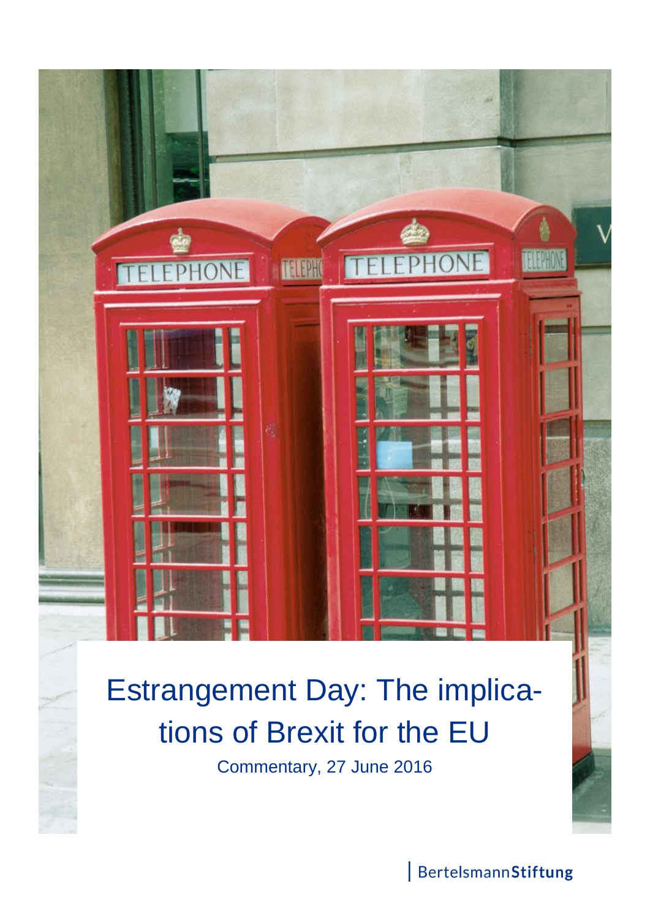# Estrangement Day: The implications of Brexit for the EU

Commentary, 27 June 2016

BertelsmannStiftung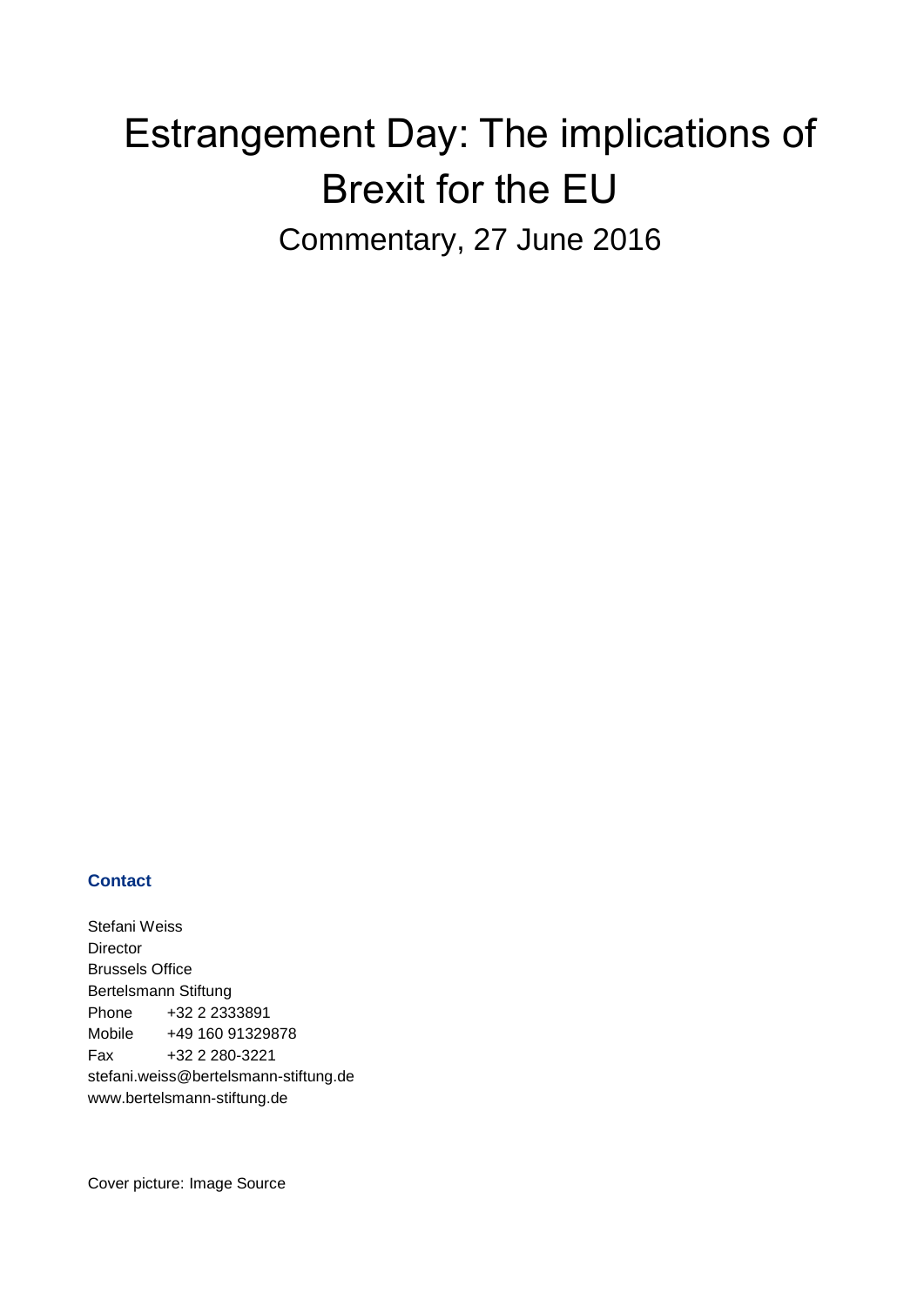# Estrangement Day: The implications of Brexit for the EU

Commentary, 27 June 2016

**Contact**

Stefani Weiss
Director
Brussels Office
Bertelsmann Stiftung
Phone +32 2 2333891
Mobile +49 160 91329878
Fax +32 2 280-3221
stefani.weiss@bertelsmann-stiftung.de
www.bertelsmann-stiftung.de

Cover picture: Image Source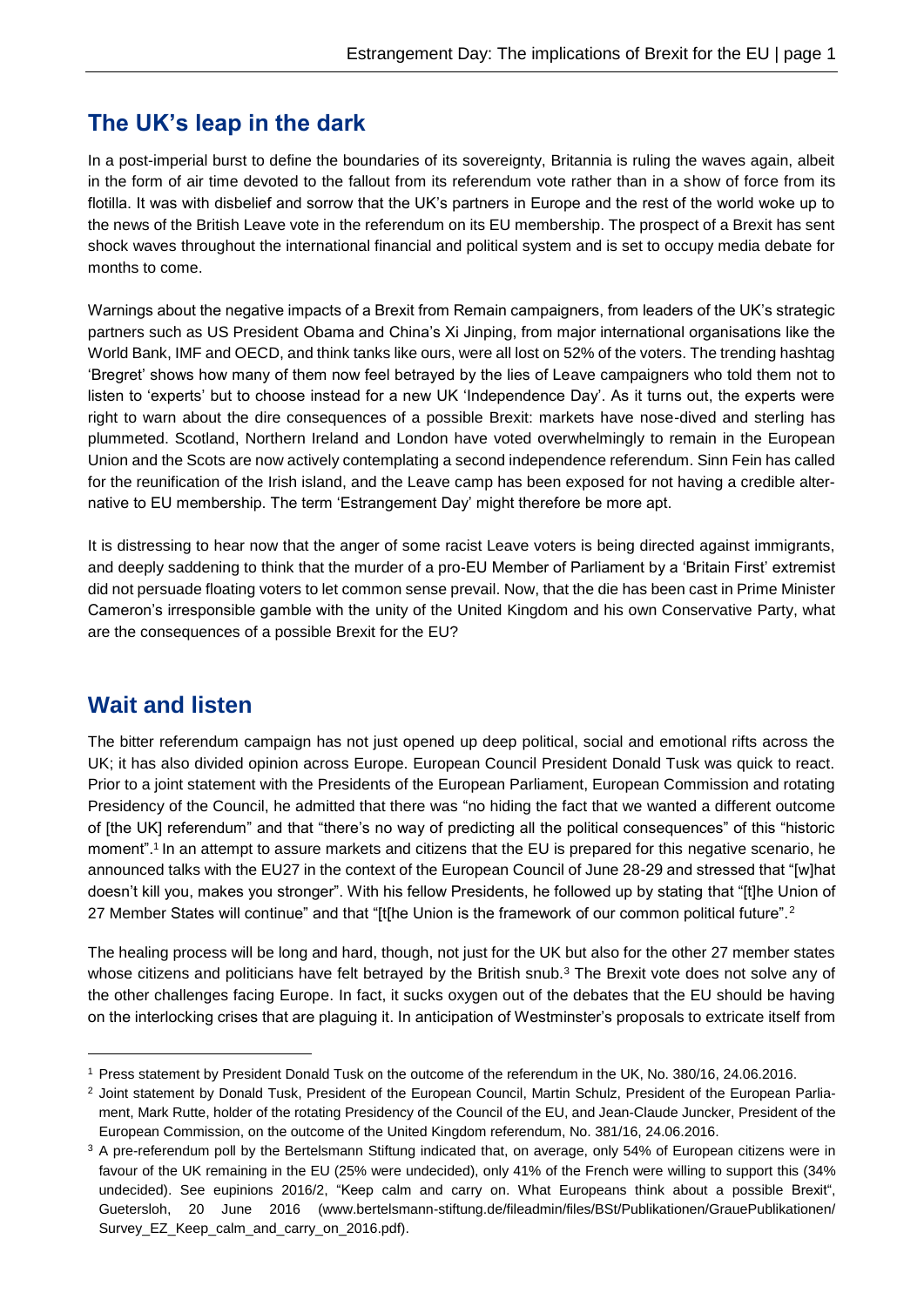## The UK's leap in the dark

In a post-imperial burst to define the boundaries of its sovereignty, Britannia is ruling the waves again, albeit in the form of air time devoted to the fallout from its referendum vote rather than in a show of force from its flotilla. It was with disbelief and sorrow that the UK's partners in Europe and the rest of the world woke up to the news of the British Leave vote in the referendum on its EU membership. The prospect of a Brexit has sent shock waves throughout the international financial and political system and is set to occupy media debate for months to come.

Warnings about the negative impacts of a Brexit from Remain campaigners, from leaders of the UK's strategic partners such as US President Obama and China's Xi Jinping, from major international organisations like the World Bank, IMF and OECD, and think tanks like ours, were all lost on 52% of the voters. The trending hashtag 'Bregret' shows how many of them now feel betrayed by the lies of Leave campaigners who told them not to listen to 'experts' but to choose instead for a new UK 'Independence Day'. As it turns out, the experts were right to warn about the dire consequences of a possible Brexit: markets have nose-dived and sterling has plummeted. Scotland, Northern Ireland and London have voted overwhelmingly to remain in the European Union and the Scots are now actively contemplating a second independence referendum. Sinn Fein has called for the reunification of the Irish island, and the Leave camp has been exposed for not having a credible alternative to EU membership. The term 'Estrangement Day' might therefore be more apt.

It is distressing to hear now that the anger of some racist Leave voters is being directed against immigrants, and deeply saddening to think that the murder of a pro-EU Member of Parliament by a 'Britain First' extremist did not persuade floating voters to let common sense prevail. Now, that the die has been cast in Prime Minister Cameron's irresponsible gamble with the unity of the United Kingdom and his own Conservative Party, what are the consequences of a possible Brexit for the EU?

## Wait and listen

The bitter referendum campaign has not just opened up deep political, social and emotional rifts across the UK; it has also divided opinion across Europe. European Council President Donald Tusk was quick to react. Prior to a joint statement with the Presidents of the European Parliament, European Commission and rotating Presidency of the Council, he admitted that there was "no hiding the fact that we wanted a different outcome of [the UK] referendum" and that "there's no way of predicting all the political consequences" of this "historic moment".[1] In an attempt to assure markets and citizens that the EU is prepared for this negative scenario, he announced talks with the EU27 in the context of the European Council of June 28-29 and stressed that "[w]hat doesn't kill you, makes you stronger". With his fellow Presidents, he followed up by stating that "[t]he Union of 27 Member States will continue" and that "[t[he Union is the framework of our common political future".[2]

The healing process will be long and hard, though, not just for the UK but also for the other 27 member states whose citizens and politicians have felt betrayed by the British snub.[3] The Brexit vote does not solve any of the other challenges facing Europe. In fact, it sucks oxygen out of the debates that the EU should be having on the interlocking crises that are plaguing it. In anticipation of Westminster's proposals to extricate itself from

---

[1] Press statement by President Donald Tusk on the outcome of the referendum in the UK, No. 380/16, 24.06.2016.

[2] Joint statement by Donald Tusk, President of the European Council, Martin Schulz, President of the European Parliament, Mark Rutte, holder of the rotating Presidency of the Council of the EU, and Jean-Claude Juncker, President of the European Commission, on the outcome of the United Kingdom referendum, No. 381/16, 24.06.2016.

[3] A pre-referendum poll by the Bertelsmann Stiftung indicated that, on average, only 54% of European citizens were in favour of the UK remaining in the EU (25% were undecided), only 41% of the French were willing to support this (34% undecided). See eupinions 2016/2, "Keep calm and carry on. What Europeans think about a possible Brexit", Guetersloh, 20 June 2016 (www.bertelsmann-stiftung.de/fileadmin/files/BSt/Publikationen/GrauePublikationen/Survey_EZ_Keep_calm_and_carry_on_2016.pdf).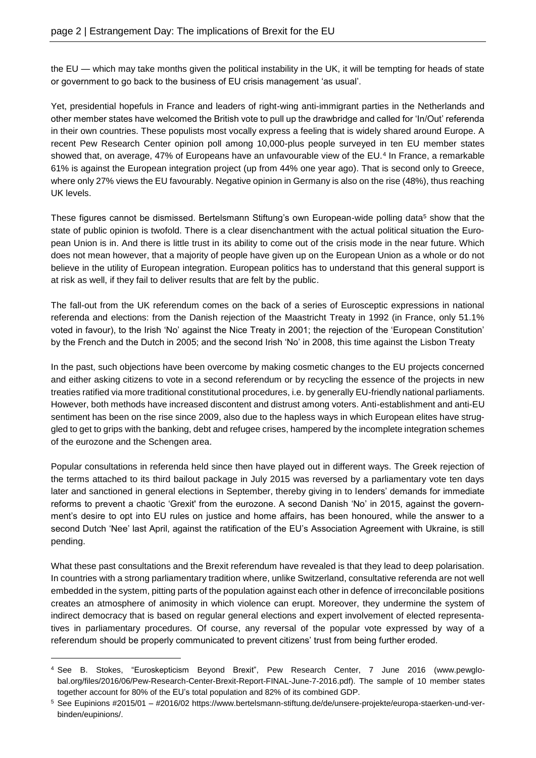the EU — which may take months given the political instability in the UK, it will be tempting for heads of state or government to go back to the business of EU crisis management 'as usual'.

Yet, presidential hopefuls in France and leaders of right-wing anti-immigrant parties in the Netherlands and other member states have welcomed the British vote to pull up the drawbridge and called for 'In/Out' referenda in their own countries. These populists most vocally express a feeling that is widely shared around Europe. A recent Pew Research Center opinion poll among 10,000-plus people surveyed in ten EU member states showed that, on average, 47% of Europeans have an unfavourable view of the EU.[4] In France, a remarkable 61% is against the European integration project (up from 44% one year ago). That is second only to Greece, where only 27% views the EU favourably. Negative opinion in Germany is also on the rise (48%), thus reaching UK levels.

These figures cannot be dismissed. Bertelsmann Stiftung's own European-wide polling data[5] show that the state of public opinion is twofold. There is a clear disenchantment with the actual political situation the European Union is in. And there is little trust in its ability to come out of the crisis mode in the near future. Which does not mean however, that a majority of people have given up on the European Union as a whole or do not believe in the utility of European integration. European politics has to understand that this general support is at risk as well, if they fail to deliver results that are felt by the public.

The fall-out from the UK referendum comes on the back of a series of Eurosceptic expressions in national referenda and elections: from the Danish rejection of the Maastricht Treaty in 1992 (in France, only 51.1% voted in favour), to the Irish 'No' against the Nice Treaty in 2001; the rejection of the 'European Constitution' by the French and the Dutch in 2005; and the second Irish 'No' in 2008, this time against the Lisbon Treaty

In the past, such objections have been overcome by making cosmetic changes to the EU projects concerned and either asking citizens to vote in a second referendum or by recycling the essence of the projects in new treaties ratified via more traditional constitutional procedures, i.e. by generally EU-friendly national parliaments. However, both methods have increased discontent and distrust among voters. Anti-establishment and anti-EU sentiment has been on the rise since 2009, also due to the hapless ways in which European elites have struggled to get to grips with the banking, debt and refugee crises, hampered by the incomplete integration schemes of the eurozone and the Schengen area.

Popular consultations in referenda held since then have played out in different ways. The Greek rejection of the terms attached to its third bailout package in July 2015 was reversed by a parliamentary vote ten days later and sanctioned in general elections in September, thereby giving in to lenders' demands for immediate reforms to prevent a chaotic 'Grexit' from the eurozone. A second Danish 'No' in 2015, against the government's desire to opt into EU rules on justice and home affairs, has been honoured, while the answer to a second Dutch 'Nee' last April, against the ratification of the EU's Association Agreement with Ukraine, is still pending.

What these past consultations and the Brexit referendum have revealed is that they lead to deep polarisation. In countries with a strong parliamentary tradition where, unlike Switzerland, consultative referenda are not well embedded in the system, pitting parts of the population against each other in defence of irreconcilable positions creates an atmosphere of animosity in which violence can erupt. Moreover, they undermine the system of indirect democracy that is based on regular general elections and expert involvement of elected representatives in parliamentary procedures. Of course, any reversal of the popular vote expressed by way of a referendum should be properly communicated to prevent citizens' trust from being further eroded.

---

[4] See B. Stokes, "Euroskepticism Beyond Brexit", Pew Research Center, 7 June 2016 (www.pewglobal.org/files/2016/06/Pew-Research-Center-Brexit-Report-FINAL-June-7-2016.pdf). The sample of 10 member states together account for 80% of the EU's total population and 82% of its combined GDP.

[5] See Eupinions #2015/01 – #2016/02 https://www.bertelsmann-stiftung.de/de/unsere-projekte/europa-staerken-und-verbinden/eupinions/.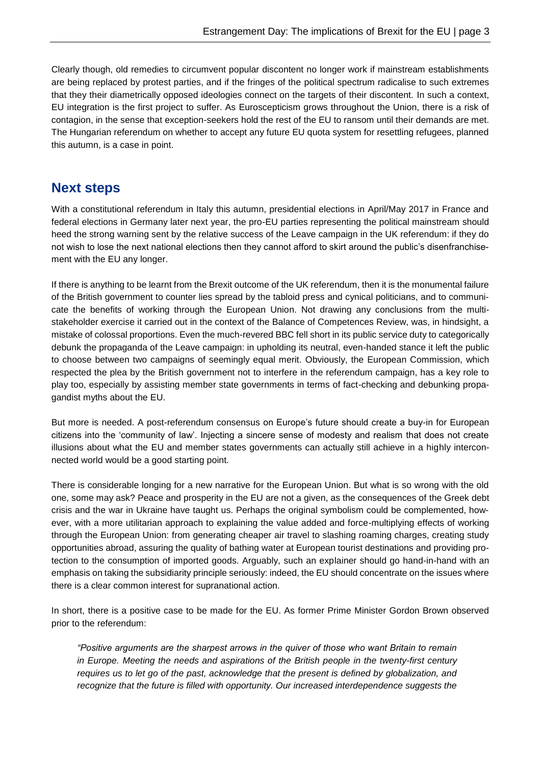Clearly though, old remedies to circumvent popular discontent no longer work if mainstream establishments are being replaced by protest parties, and if the fringes of the political spectrum radicalise to such extremes that they their diametrically opposed ideologies connect on the targets of their discontent. In such a context, EU integration is the first project to suffer. As Euroscepticism grows throughout the Union, there is a risk of contagion, in the sense that exception-seekers hold the rest of the EU to ransom until their demands are met. The Hungarian referendum on whether to accept any future EU quota system for resettling refugees, planned this autumn, is a case in point.

## Next steps

With a constitutional referendum in Italy this autumn, presidential elections in April/May 2017 in France and federal elections in Germany later next year, the pro-EU parties representing the political mainstream should heed the strong warning sent by the relative success of the Leave campaign in the UK referendum: if they do not wish to lose the next national elections then they cannot afford to skirt around the public's disenfranchisement with the EU any longer.

If there is anything to be learnt from the Brexit outcome of the UK referendum, then it is the monumental failure of the British government to counter lies spread by the tabloid press and cynical politicians, and to communicate the benefits of working through the European Union. Not drawing any conclusions from the multi-stakeholder exercise it carried out in the context of the Balance of Competences Review, was, in hindsight, a mistake of colossal proportions. Even the much-revered BBC fell short in its public service duty to categorically debunk the propaganda of the Leave campaign: in upholding its neutral, even-handed stance it left the public to choose between two campaigns of seemingly equal merit. Obviously, the European Commission, which respected the plea by the British government not to interfere in the referendum campaign, has a key role to play too, especially by assisting member state governments in terms of fact-checking and debunking propagandist myths about the EU.

But more is needed. A post-referendum consensus on Europe's future should create a buy-in for European citizens into the 'community of law'. Injecting a sincere sense of modesty and realism that does not create illusions about what the EU and member states governments can actually still achieve in a highly interconnected world would be a good starting point.

There is considerable longing for a new narrative for the European Union. But what is so wrong with the old one, some may ask? Peace and prosperity in the EU are not a given, as the consequences of the Greek debt crisis and the war in Ukraine have taught us. Perhaps the original symbolism could be complemented, however, with a more utilitarian approach to explaining the value added and force-multiplying effects of working through the European Union: from generating cheaper air travel to slashing roaming charges, creating study opportunities abroad, assuring the quality of bathing water at European tourist destinations and providing protection to the consumption of imported goods. Arguably, such an explainer should go hand-in-hand with an emphasis on taking the subsidiarity principle seriously: indeed, the EU should concentrate on the issues where there is a clear common interest for supranational action.

In short, there is a positive case to be made for the EU. As former Prime Minister Gordon Brown observed prior to the referendum:

> *"Positive arguments are the sharpest arrows in the quiver of those who want Britain to remain in Europe. Meeting the needs and aspirations of the British people in the twenty-first century requires us to let go of the past, acknowledge that the present is defined by globalization, and recognize that the future is filled with opportunity. Our increased interdependence suggests the*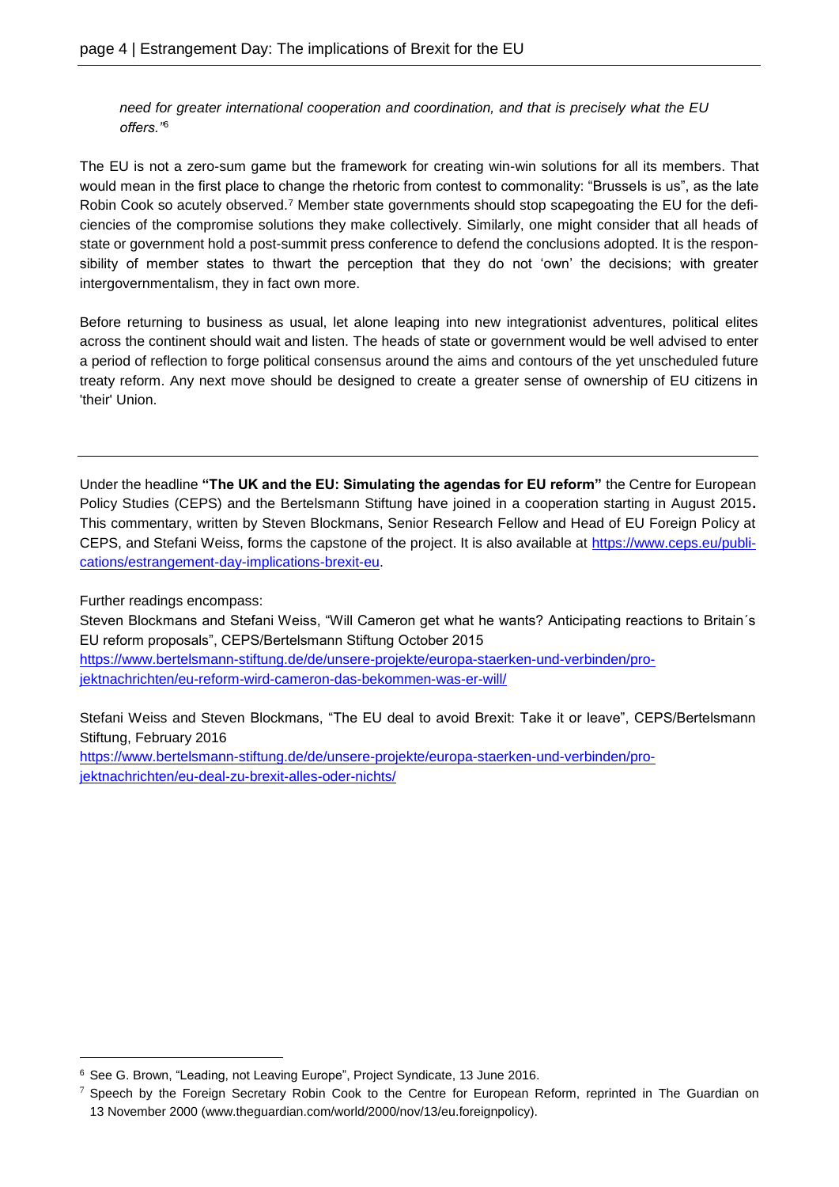*need for greater international cooperation and coordination, and that is precisely what the EU offers.*"[6]

The EU is not a zero-sum game but the framework for creating win-win solutions for all its members. That would mean in the first place to change the rhetoric from contest to commonality: "Brussels is us", as the late Robin Cook so acutely observed.[7] Member state governments should stop scapegoating the EU for the deficiencies of the compromise solutions they make collectively. Similarly, one might consider that all heads of state or government hold a post-summit press conference to defend the conclusions adopted. It is the responsibility of member states to thwart the perception that they do not 'own' the decisions; with greater intergovernmentalism, they in fact own more.

Before returning to business as usual, let alone leaping into new integrationist adventures, political elites across the continent should wait and listen. The heads of state or government would be well advised to enter a period of reflection to forge political consensus around the aims and contours of the yet unscheduled future treaty reform. Any next move should be designed to create a greater sense of ownership of EU citizens in 'their' Union.

---

Under the headline **"The UK and the EU: Simulating the agendas for EU reform"** the Centre for European Policy Studies (CEPS) and the Bertelsmann Stiftung have joined in a cooperation starting in August 2015**.** This commentary, written by Steven Blockmans, Senior Research Fellow and Head of EU Foreign Policy at CEPS, and Stefani Weiss, forms the capstone of the project. It is also available at [https://www.ceps.eu/publications/estrangement-day-implications-brexit-eu](https://www.ceps.eu/publications/estrangement-day-implications-brexit-eu).

Further readings encompass:

Steven Blockmans and Stefani Weiss, "Will Cameron get what he wants? Anticipating reactions to Britain´s EU reform proposals", CEPS/Bertelsmann Stiftung October 2015
[https://www.bertelsmann-stiftung.de/de/unsere-projekte/europa-staerken-und-verbinden/projektnachrichten/eu-reform-wird-cameron-das-bekommen-was-er-will/](https://www.bertelsmann-stiftung.de/de/unsere-projekte/europa-staerken-und-verbinden/projektnachrichten/eu-reform-wird-cameron-das-bekommen-was-er-will/)

Stefani Weiss and Steven Blockmans, "The EU deal to avoid Brexit: Take it or leave", CEPS/Bertelsmann Stiftung, February 2016
[https://www.bertelsmann-stiftung.de/de/unsere-projekte/europa-staerken-und-verbinden/projektnachrichten/eu-deal-zu-brexit-alles-oder-nichts/](https://www.bertelsmann-stiftung.de/de/unsere-projekte/europa-staerken-und-verbinden/projektnachrichten/eu-deal-zu-brexit-alles-oder-nichts/)

---

[6] See G. Brown, "Leading, not Leaving Europe", Project Syndicate, 13 June 2016.

[7] Speech by the Foreign Secretary Robin Cook to the Centre for European Reform, reprinted in The Guardian on 13 November 2000 (www.theguardian.com/world/2000/nov/13/eu.foreignpolicy).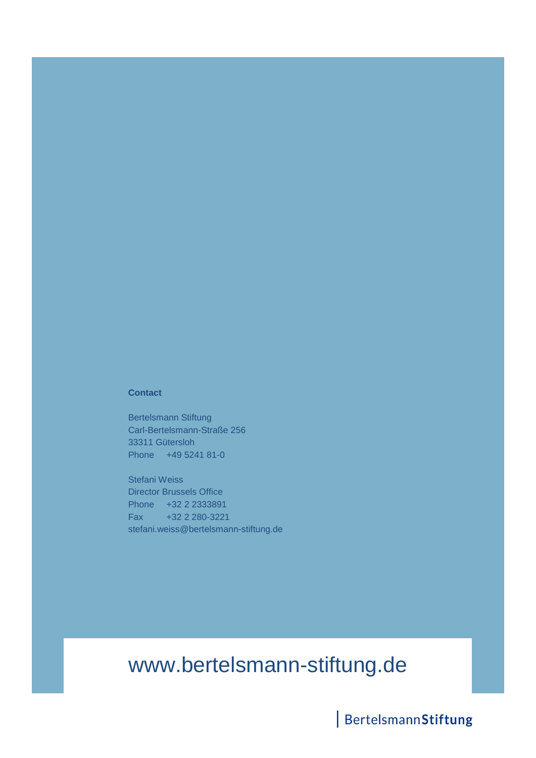**Contact**

Bertelsmann Stiftung
Carl-Bertelsmann-Straße 256
33311 Gütersloh
Phone +49 5241 81-0

Stefani Weiss
Director Brussels Office
Phone +32 2 2333891
Fax +32 2 280-3221
stefani.weiss@bertelsmann-stiftung.de

www.bertelsmann-stiftung.de

BertelsmannStiftung